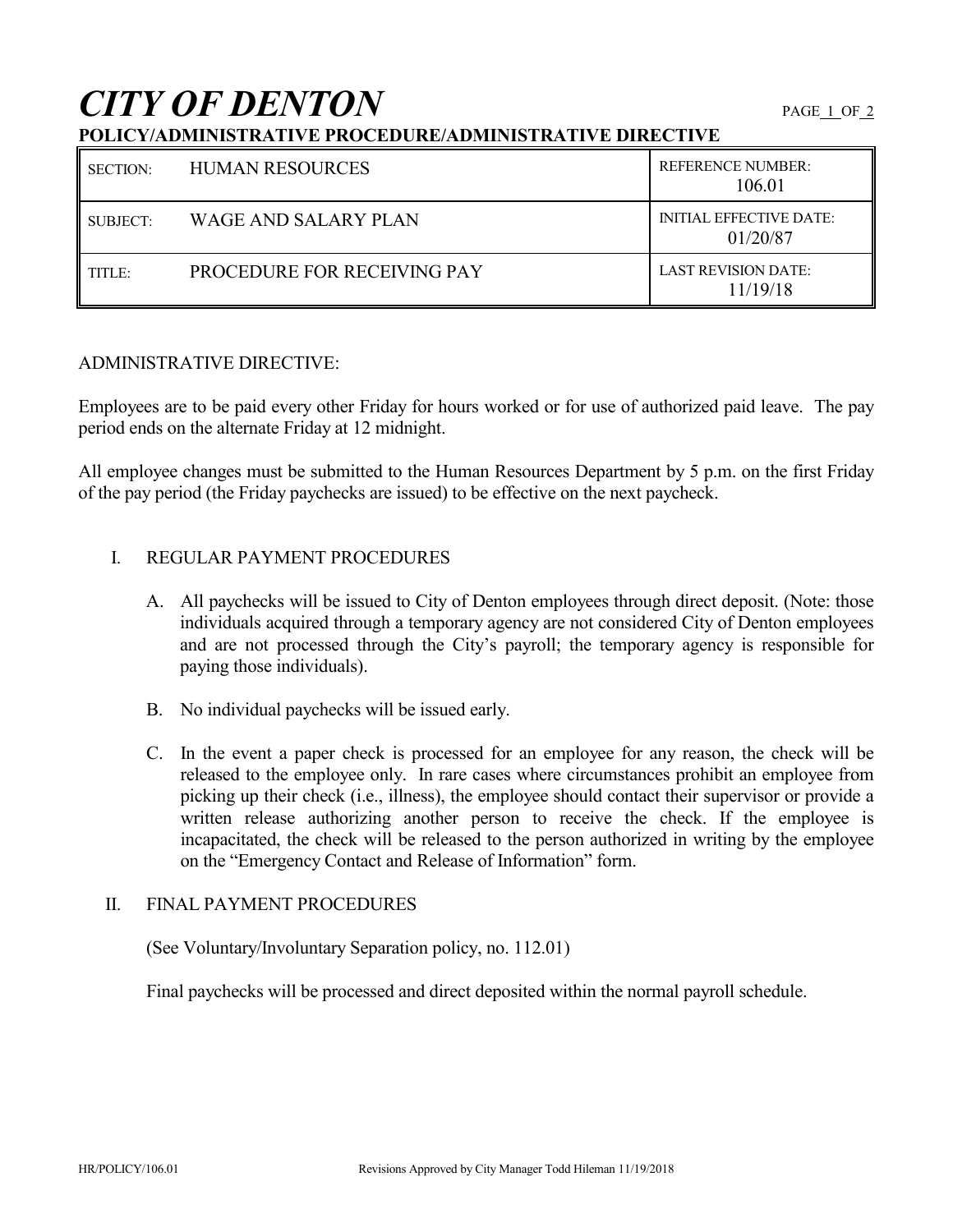# *CITY OF DENTON*

**POLICY/ADMINISTRATIVE PROCEDURE/ADMINISTRATIVE DIRECTIVE**

| SECTION: | HUMAN RESOURCES | REFERENCE NUMBER: 106.01 |
|---|---|---|
| SUBJECT: | WAGE AND SALARY PLAN | INITIAL EFFECTIVE DATE: 01/20/87 |
| TITLE: | PROCEDURE FOR RECEIVING PAY | LAST REVISION DATE: 11/19/18 |

ADMINISTRATIVE DIRECTIVE:

Employees are to be paid every other Friday for hours worked or for use of authorized paid leave. The pay period ends on the alternate Friday at 12 midnight.

All employee changes must be submitted to the Human Resources Department by 5 p.m. on the first Friday of the pay period (the Friday paychecks are issued) to be effective on the next paycheck.

## I. REGULAR PAYMENT PROCEDURES

A. All paychecks will be issued to City of Denton employees through direct deposit. (Note: those individuals acquired through a temporary agency are not considered City of Denton employees and are not processed through the City's payroll; the temporary agency is responsible for paying those individuals).

B. No individual paychecks will be issued early.

C. In the event a paper check is processed for an employee for any reason, the check will be released to the employee only. In rare cases where circumstances prohibit an employee from picking up their check (i.e., illness), the employee should contact their supervisor or provide a written release authorizing another person to receive the check. If the employee is incapacitated, the check will be released to the person authorized in writing by the employee on the "Emergency Contact and Release of Information" form.

## II. FINAL PAYMENT PROCEDURES

(See Voluntary/Involuntary Separation policy, no. 112.01)

Final paychecks will be processed and direct deposited within the normal payroll schedule.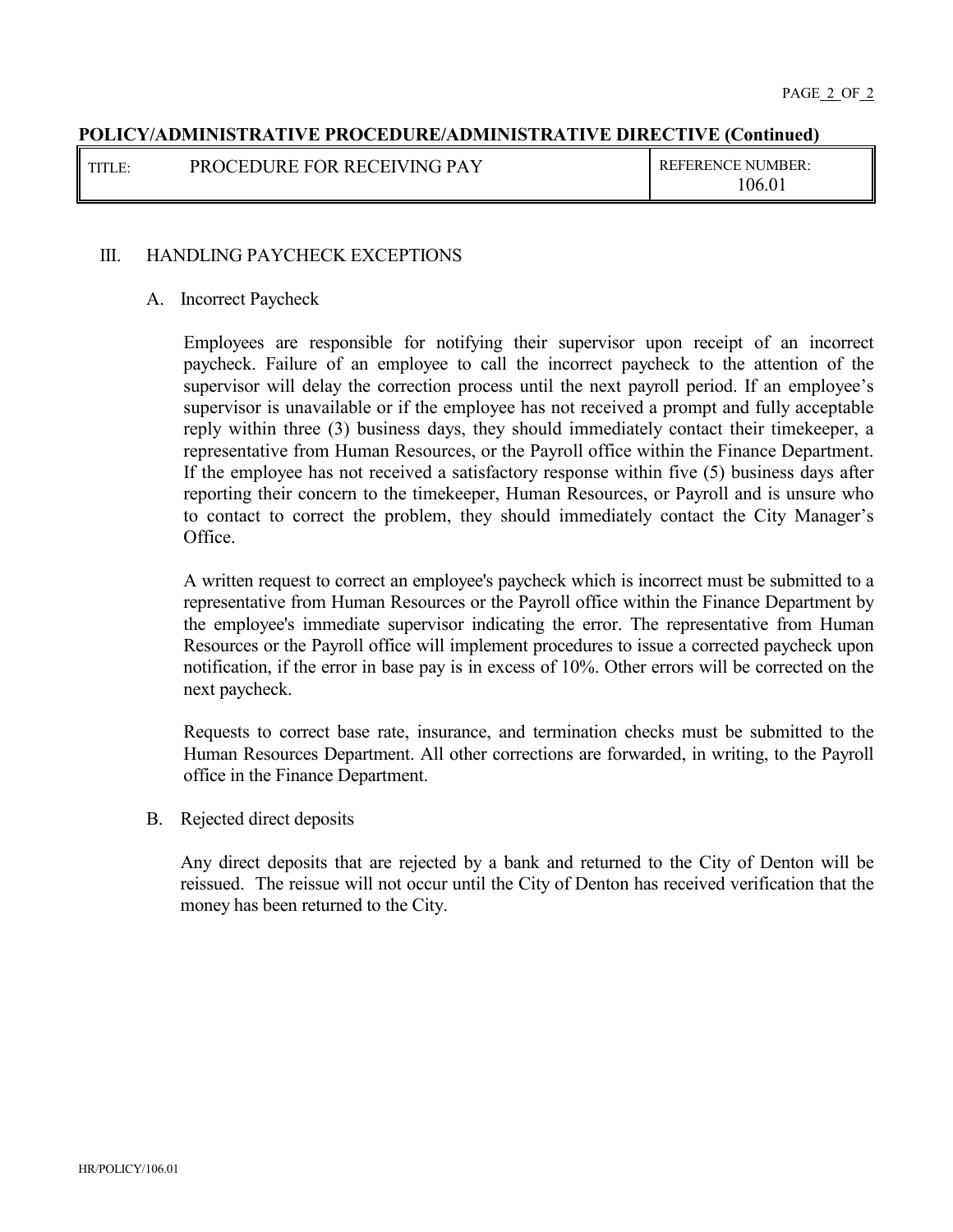**POLICY/ADMINISTRATIVE PROCEDURE/ADMINISTRATIVE DIRECTIVE (Continued)**

| TITLE: PROCEDURE FOR RECEIVING PAY | REFERENCE NUMBER: 106.01 |
|---|---|

## III. HANDLING PAYCHECK EXCEPTIONS

### A. Incorrect Paycheck

Employees are responsible for notifying their supervisor upon receipt of an incorrect paycheck. Failure of an employee to call the incorrect paycheck to the attention of the supervisor will delay the correction process until the next payroll period. If an employee's supervisor is unavailable or if the employee has not received a prompt and fully acceptable reply within three (3) business days, they should immediately contact their timekeeper, a representative from Human Resources, or the Payroll office within the Finance Department. If the employee has not received a satisfactory response within five (5) business days after reporting their concern to the timekeeper, Human Resources, or Payroll and is unsure who to contact to correct the problem, they should immediately contact the City Manager's Office.

A written request to correct an employee's paycheck which is incorrect must be submitted to a representative from Human Resources or the Payroll office within the Finance Department by the employee's immediate supervisor indicating the error. The representative from Human Resources or the Payroll office will implement procedures to issue a corrected paycheck upon notification, if the error in base pay is in excess of 10%. Other errors will be corrected on the next paycheck.

Requests to correct base rate, insurance, and termination checks must be submitted to the Human Resources Department. All other corrections are forwarded, in writing, to the Payroll office in the Finance Department.

### B. Rejected direct deposits

Any direct deposits that are rejected by a bank and returned to the City of Denton will be reissued. The reissue will not occur until the City of Denton has received verification that the money has been returned to the City.